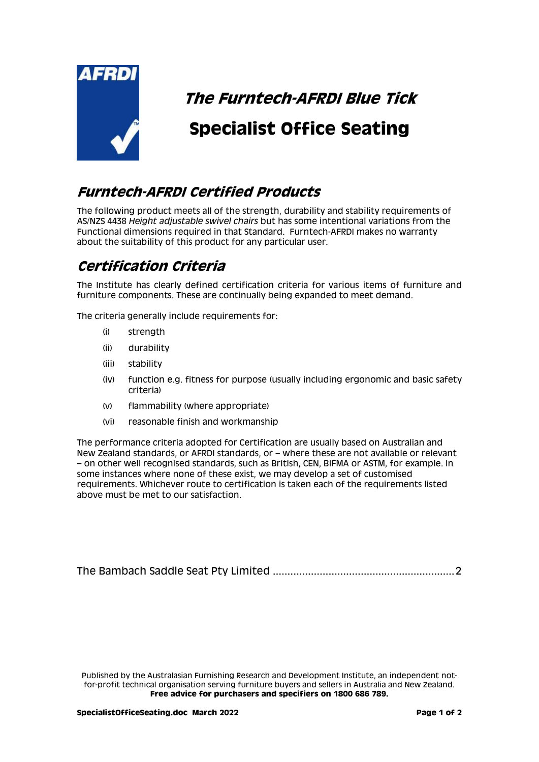# The Furntech-AFRDI Blue Tick

# Specialist Office Seating

## Furntech-AFRDI Certified Products

The following product meets all of the strength, durability and stability requirements of AS/NZS 4438 *Height adjustable swivel chairs* but has some intentional variations from the Functional dimensions required in that Standard. Furntech-AFRDI makes no warranty about the suitability of this product for any particular user.

## Certification Criteria

The Institute has clearly defined certification criteria for various items of furniture and furniture components. These are continually being expanded to meet demand.

The criteria generally include requirements for:

- (i) strength
- (ii) durability
- (iii) stability
- (iv) function e.g. fitness for purpose (usually including ergonomic and basic safety criteria)
- (v) flammability (where appropriate)
- (vi) reasonable finish and workmanship

The performance criteria adopted for Certification are usually based on Australian and New Zealand standards, or AFRDI standards, or – where these are not available or relevant – on other well recognised standards, such as British, CEN, BIFMA or ASTM, for example. In some instances where none of these exist, we may develop a set of customised requirements. Whichever route to certification is taken each of the requirements listed above must be met to our satisfaction.

The Bambach Saddle Seat Pty Limited ............................................................. 2

Published by the Australasian Furnishing Research and Development Institute, an independent not-for-profit technical organisation serving furniture buyers and sellers in Australia and New Zealand.
**Free advice for purchasers and specifiers on 1800 686 789.**

**SpecialistOfficeSeating.doc March 2022**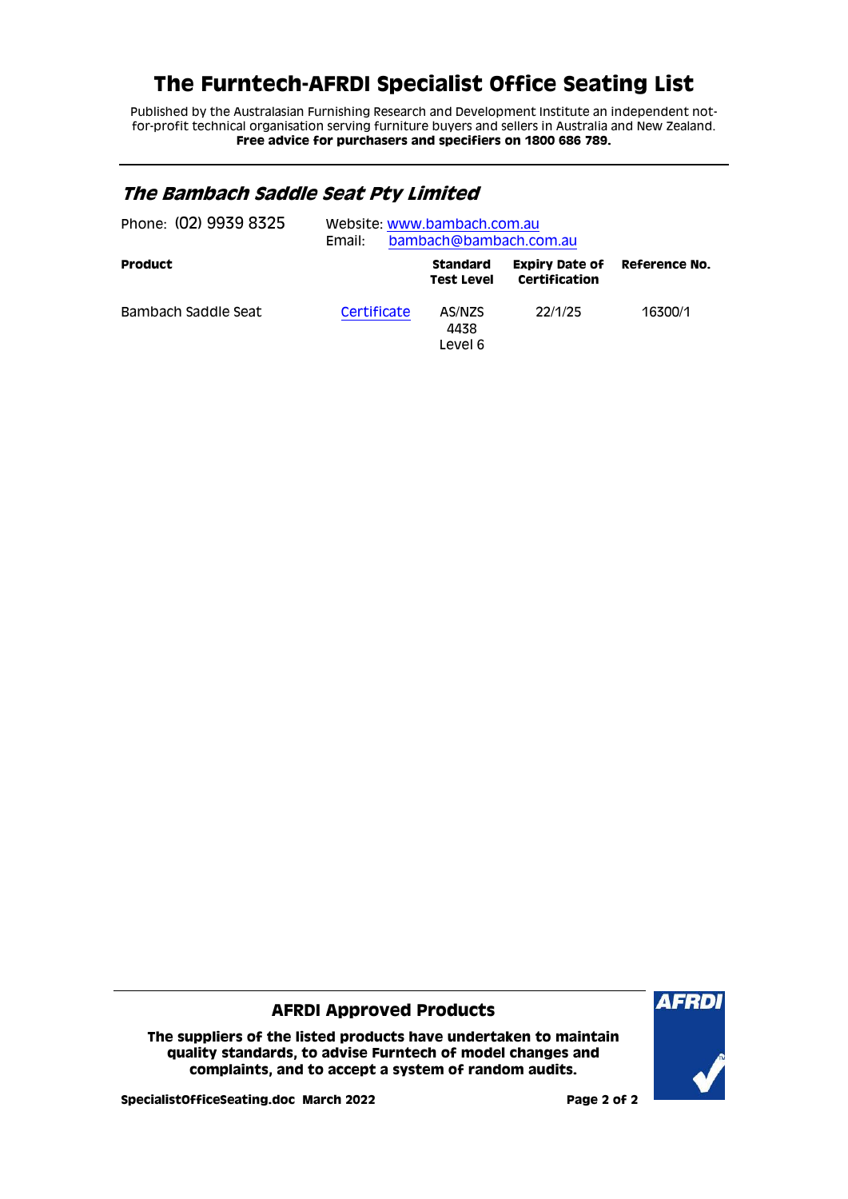# The Furntech-AFRDI Specialist Office Seating List

Published by the Australasian Furnishing Research and Development Institute an independent not-for-profit technical organisation serving furniture buyers and sellers in Australia and New Zealand.
**Free advice for purchasers and specifiers on 1800 686 789.**

## *The Bambach Saddle Seat Pty Limited*

Phone: (02) 9939 8325

Website: www.bambach.com.au
Email: bambach@bambach.com.au

| Product | | Standard Test Level | Expiry Date of Certification | Reference No. |
|---|---|---|---|---|
| Bambach Saddle Seat | Certificate | AS/NZS 4438 Level 6 | 22/1/25 | 16300/1 |

### AFRDI Approved Products

**The suppliers of the listed products have undertaken to maintain quality standards, to advise Furntech of model changes and complaints, and to accept a system of random audits.**

**SpecialistOfficeSeating.doc March 2022**